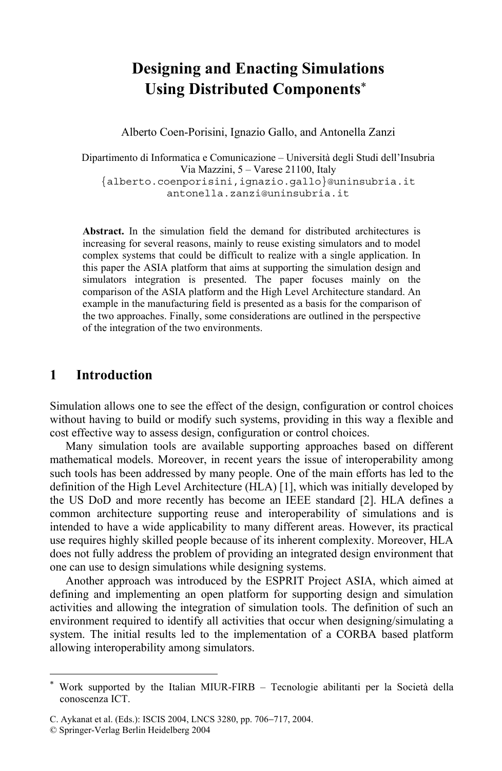# Designing and Enacting Simulations Using Distributed Components*

Alberto Coen-Porisini, Ignazio Gallo, and Antonella Zanzi

Dipartimento di Informatica e Comunicazione – Università degli Studi dell'Insubria
Via Mazzini, 5 – Varese 21100, Italy
{alberto.coenporisini,ignazio.gallo}@uninsubria.it
antonella.zanzi@uninsubria.it

**Abstract.** In the simulation field the demand for distributed architectures is increasing for several reasons, mainly to reuse existing simulators and to model complex systems that could be difficult to realize with a single application. In this paper the ASIA platform that aims at supporting the simulation design and simulators integration is presented. The paper focuses mainly on the comparison of the ASIA platform and the High Level Architecture standard. An example in the manufacturing field is presented as a basis for the comparison of the two approaches. Finally, some considerations are outlined in the perspective of the integration of the two environments.

## 1 Introduction

Simulation allows one to see the effect of the design, configuration or control choices without having to build or modify such systems, providing in this way a flexible and cost effective way to assess design, configuration or control choices.

Many simulation tools are available supporting approaches based on different mathematical models. Moreover, in recent years the issue of interoperability among such tools has been addressed by many people. One of the main efforts has led to the definition of the High Level Architecture (HLA) [1], which was initially developed by the US DoD and more recently has become an IEEE standard [2]. HLA defines a common architecture supporting reuse and interoperability of simulations and is intended to have a wide applicability to many different areas. However, its practical use requires highly skilled people because of its inherent complexity. Moreover, HLA does not fully address the problem of providing an integrated design environment that one can use to design simulations while designing systems.

Another approach was introduced by the ESPRIT Project ASIA, which aimed at defining and implementing an open platform for supporting design and simulation activities and allowing the integration of simulation tools. The definition of such an environment required to identify all activities that occur when designing/simulating a system. The initial results led to the implementation of a CORBA based platform allowing interoperability among simulators.

* Work supported by the Italian MIUR-FIRB – Tecnologie abilitanti per la Società della conoscenza ICT.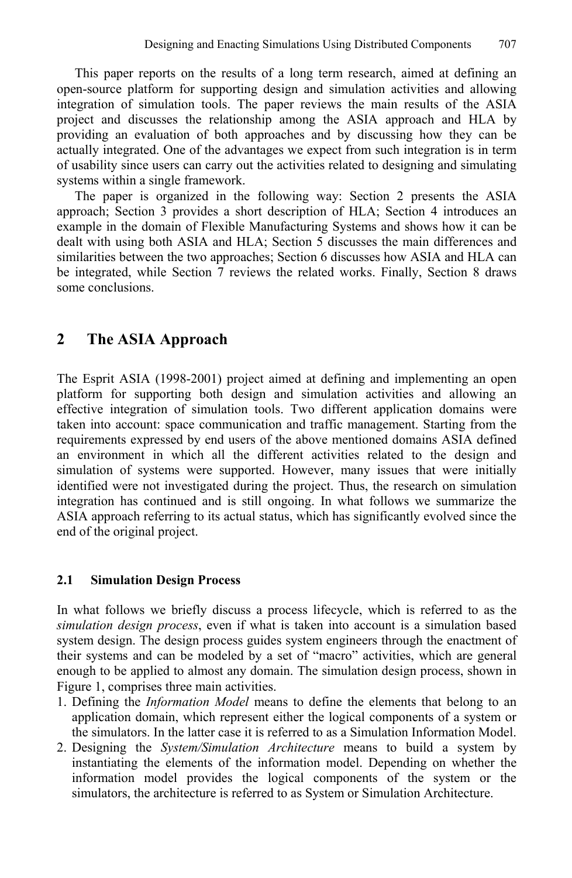This paper reports on the results of a long term research, aimed at defining an open-source platform for supporting design and simulation activities and allowing integration of simulation tools. The paper reviews the main results of the ASIA project and discusses the relationship among the ASIA approach and HLA by providing an evaluation of both approaches and by discussing how they can be actually integrated. One of the advantages we expect from such integration is in term of usability since users can carry out the activities related to designing and simulating systems within a single framework.

The paper is organized in the following way: Section 2 presents the ASIA approach; Section 3 provides a short description of HLA; Section 4 introduces an example in the domain of Flexible Manufacturing Systems and shows how it can be dealt with using both ASIA and HLA; Section 5 discusses the main differences and similarities between the two approaches; Section 6 discusses how ASIA and HLA can be integrated, while Section 7 reviews the related works. Finally, Section 8 draws some conclusions.

## 2 The ASIA Approach

The Esprit ASIA (1998-2001) project aimed at defining and implementing an open platform for supporting both design and simulation activities and allowing an effective integration of simulation tools. Two different application domains were taken into account: space communication and traffic management. Starting from the requirements expressed by end users of the above mentioned domains ASIA defined an environment in which all the different activities related to the design and simulation of systems were supported. However, many issues that were initially identified were not investigated during the project. Thus, the research on simulation integration has continued and is still ongoing. In what follows we summarize the ASIA approach referring to its actual status, which has significantly evolved since the end of the original project.

### 2.1 Simulation Design Process

In what follows we briefly discuss a process lifecycle, which is referred to as the *simulation design process*, even if what is taken into account is a simulation based system design. The design process guides system engineers through the enactment of their systems and can be modeled by a set of "macro" activities, which are general enough to be applied to almost any domain. The simulation design process, shown in Figure 1, comprises three main activities.

1. Defining the *Information Model* means to define the elements that belong to an application domain, which represent either the logical components of a system or the simulators. In the latter case it is referred to as a Simulation Information Model.
2. Designing the *System/Simulation Architecture* means to build a system by instantiating the elements of the information model. Depending on whether the information model provides the logical components of the system or the simulators, the architecture is referred to as System or Simulation Architecture.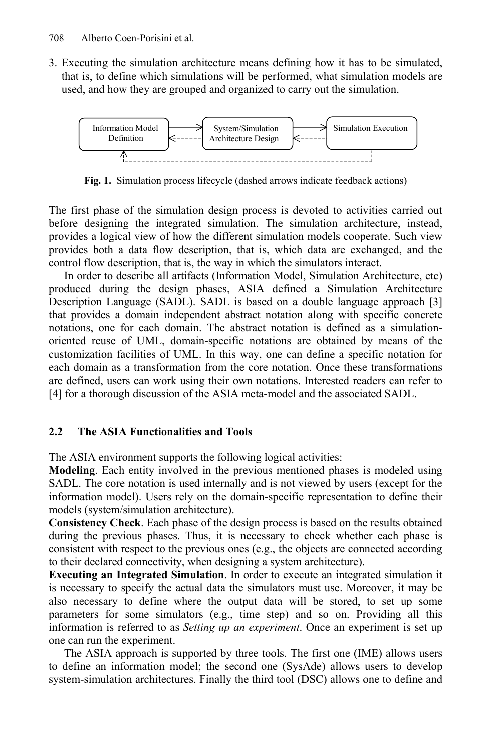3. Executing the simulation architecture means defining how it has to be simulated, that is, to define which simulations will be performed, what simulation models are used, and how they are grouped and organized to carry out the simulation.

Information Model Definition

System/Simulation Architecture Design

Simulation Execution

**Fig. 1.** Simulation process lifecycle (dashed arrows indicate feedback actions)

The first phase of the simulation design process is devoted to activities carried out before designing the integrated simulation. The simulation architecture, instead, provides a logical view of how the different simulation models cooperate. Such view provides both a data flow description, that is, which data are exchanged, and the control flow description, that is, the way in which the simulators interact.

In order to describe all artifacts (Information Model, Simulation Architecture, etc) produced during the design phases, ASIA defined a Simulation Architecture Description Language (SADL). SADL is based on a double language approach [3] that provides a domain independent abstract notation along with specific concrete notations, one for each domain. The abstract notation is defined as a simulation-oriented reuse of UML, domain-specific notations are obtained by means of the customization facilities of UML. In this way, one can define a specific notation for each domain as a transformation from the core notation. Once these transformations are defined, users can work using their own notations. Interested readers can refer to [4] for a thorough discussion of the ASIA meta-model and the associated SADL.

### 2.2 The ASIA Functionalities and Tools

The ASIA environment supports the following logical activities:

**Modeling**. Each entity involved in the previous mentioned phases is modeled using SADL. The core notation is used internally and is not viewed by users (except for the information model). Users rely on the domain-specific representation to define their models (system/simulation architecture).

**Consistency Check**. Each phase of the design process is based on the results obtained during the previous phases. Thus, it is necessary to check whether each phase is consistent with respect to the previous ones (e.g., the objects are connected according to their declared connectivity, when designing a system architecture).

**Executing an Integrated Simulation**. In order to execute an integrated simulation it is necessary to specify the actual data the simulators must use. Moreover, it may be also necessary to define where the output data will be stored, to set up some parameters for some simulators (e.g., time step) and so on. Providing all this information is referred to as *Setting up an experiment*. Once an experiment is set up one can run the experiment.

The ASIA approach is supported by three tools. The first one (IME) allows users to define an information model; the second one (SysAde) allows users to develop system-simulation architectures. Finally the third tool (DSC) allows one to define and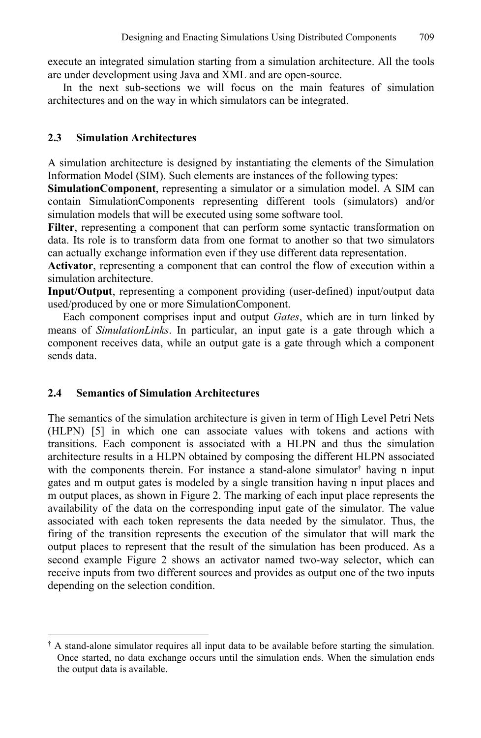execute an integrated simulation starting from a simulation architecture. All the tools are under development using Java and XML and are open-source.

In the next sub-sections we will focus on the main features of simulation architectures and on the way in which simulators can be integrated.

### 2.3 Simulation Architectures

A simulation architecture is designed by instantiating the elements of the Simulation Information Model (SIM). Such elements are instances of the following types:

**SimulationComponent**, representing a simulator or a simulation model. A SIM can contain SimulationComponents representing different tools (simulators) and/or simulation models that will be executed using some software tool.

**Filter**, representing a component that can perform some syntactic transformation on data. Its role is to transform data from one format to another so that two simulators can actually exchange information even if they use different data representation.

**Activator**, representing a component that can control the flow of execution within a simulation architecture.

**Input/Output**, representing a component providing (user-defined) input/output data used/produced by one or more SimulationComponent.

Each component comprises input and output *Gates*, which are in turn linked by means of *SimulationLinks*. In particular, an input gate is a gate through which a component receives data, while an output gate is a gate through which a component sends data.

### 2.4 Semantics of Simulation Architectures

The semantics of the simulation architecture is given in term of High Level Petri Nets (HLPN) [5] in which one can associate values with tokens and actions with transitions. Each component is associated with a HLPN and thus the simulation architecture results in a HLPN obtained by composing the different HLPN associated with the components therein. For instance a stand-alone simulator[†] having n input gates and m output gates is modeled by a single transition having n input places and m output places, as shown in Figure 2. The marking of each input place represents the availability of the data on the corresponding input gate of the simulator. The value associated with each token represents the data needed by the simulator. Thus, the firing of the transition represents the execution of the simulator that will mark the output places to represent that the result of the simulation has been produced. As a second example Figure 2 shows an activator named two-way selector, which can receive inputs from two different sources and provides as output one of the two inputs depending on the selection condition.

---

[†] A stand-alone simulator requires all input data to be available before starting the simulation. Once started, no data exchange occurs until the simulation ends. When the simulation ends the output data is available.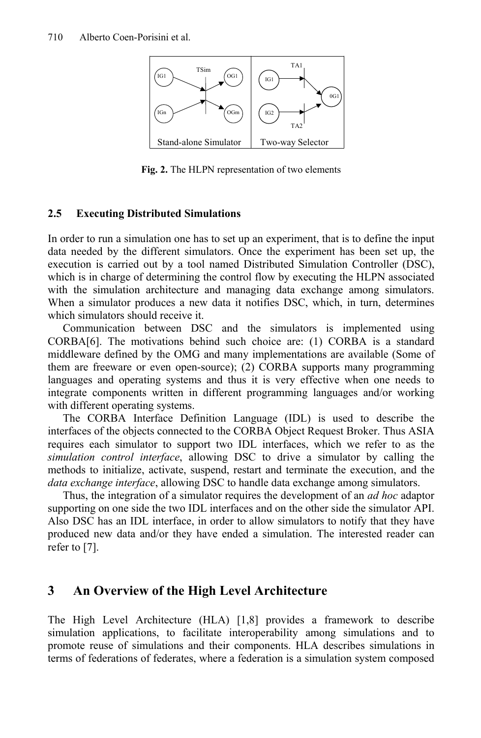Stand-alone Simulator

Two-way Selector

**Fig. 2.** The HLPN representation of two elements

### 2.5 Executing Distributed Simulations

In order to run a simulation one has to set up an experiment, that is to define the input data needed by the different simulators. Once the experiment has been set up, the execution is carried out by a tool named Distributed Simulation Controller (DSC), which is in charge of determining the control flow by executing the HLPN associated with the simulation architecture and managing data exchange among simulators. When a simulator produces a new data it notifies DSC, which, in turn, determines which simulators should receive it.

Communication between DSC and the simulators is implemented using CORBA[6]. The motivations behind such choice are: (1) CORBA is a standard middleware defined by the OMG and many implementations are available (Some of them are freeware or even open-source); (2) CORBA supports many programming languages and operating systems and thus it is very effective when one needs to integrate components written in different programming languages and/or working with different operating systems.

The CORBA Interface Definition Language (IDL) is used to describe the interfaces of the objects connected to the CORBA Object Request Broker. Thus ASIA requires each simulator to support two IDL interfaces, which we refer to as the *simulation control interface*, allowing DSC to drive a simulator by calling the methods to initialize, activate, suspend, restart and terminate the execution, and the *data exchange interface*, allowing DSC to handle data exchange among simulators.

Thus, the integration of a simulator requires the development of an *ad hoc* adaptor supporting on one side the two IDL interfaces and on the other side the simulator API. Also DSC has an IDL interface, in order to allow simulators to notify that they have produced new data and/or they have ended a simulation. The interested reader can refer to [7].

## 3 An Overview of the High Level Architecture

The High Level Architecture (HLA) [1,8] provides a framework to describe simulation applications, to facilitate interoperability among simulations and to promote reuse of simulations and their components. HLA describes simulations in terms of federations of federates, where a federation is a simulation system composed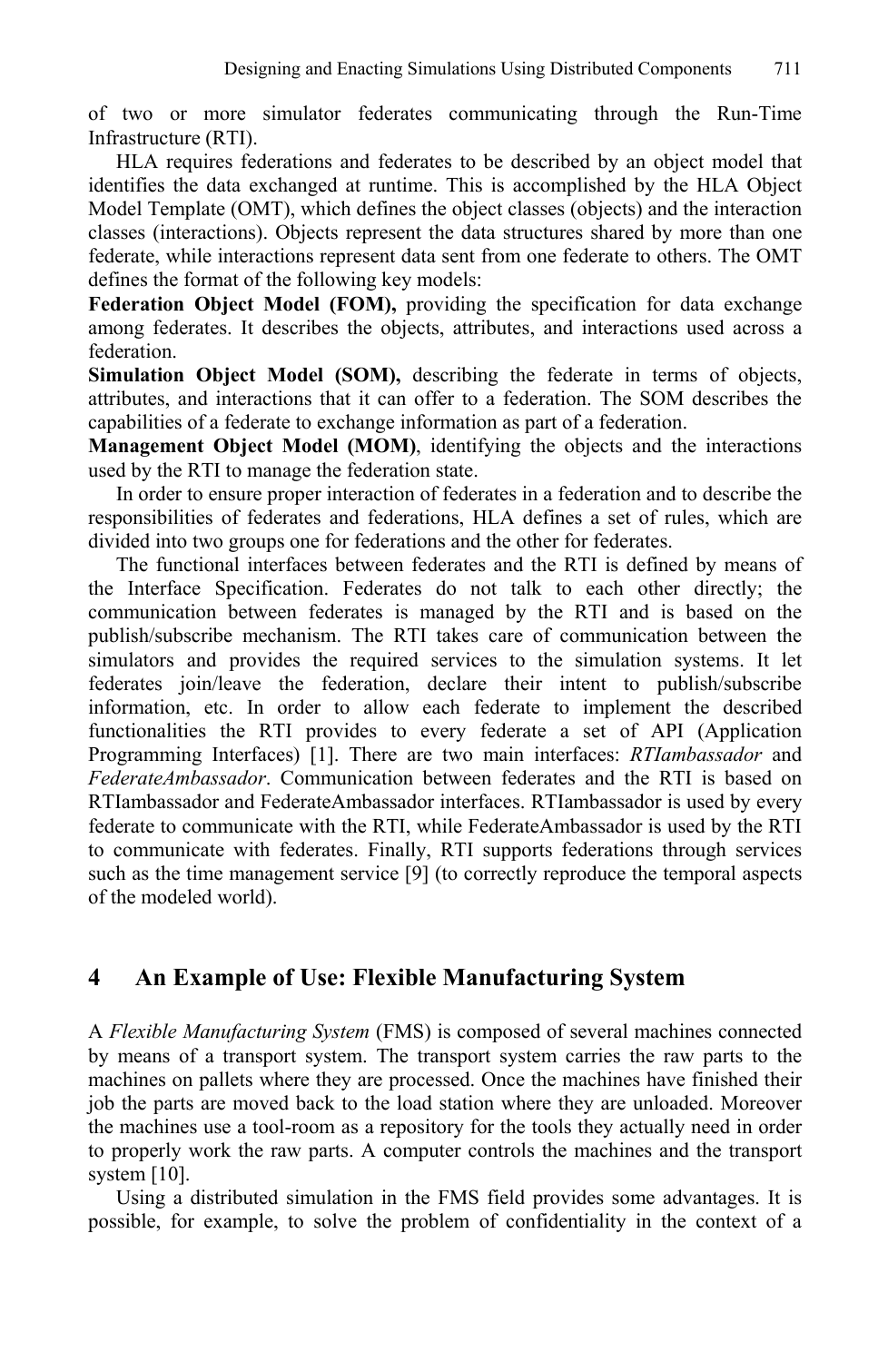of two or more simulator federates communicating through the Run-Time Infrastructure (RTI).

HLA requires federations and federates to be described by an object model that identifies the data exchanged at runtime. This is accomplished by the HLA Object Model Template (OMT), which defines the object classes (objects) and the interaction classes (interactions). Objects represent the data structures shared by more than one federate, while interactions represent data sent from one federate to others. The OMT defines the format of the following key models:

**Federation Object Model (FOM),** providing the specification for data exchange among federates. It describes the objects, attributes, and interactions used across a federation.

**Simulation Object Model (SOM),** describing the federate in terms of objects, attributes, and interactions that it can offer to a federation. The SOM describes the capabilities of a federate to exchange information as part of a federation.

**Management Object Model (MOM)**, identifying the objects and the interactions used by the RTI to manage the federation state.

In order to ensure proper interaction of federates in a federation and to describe the responsibilities of federates and federations, HLA defines a set of rules, which are divided into two groups one for federations and the other for federates.

The functional interfaces between federates and the RTI is defined by means of the Interface Specification. Federates do not talk to each other directly; the communication between federates is managed by the RTI and is based on the publish/subscribe mechanism. The RTI takes care of communication between the simulators and provides the required services to the simulation systems. It let federates join/leave the federation, declare their intent to publish/subscribe information, etc. In order to allow each federate to implement the described functionalities the RTI provides to every federate a set of API (Application Programming Interfaces) [1]. There are two main interfaces: *RTIambassador* and *FederateAmbassador*. Communication between federates and the RTI is based on RTIambassador and FederateAmbassador interfaces. RTIambassador is used by every federate to communicate with the RTI, while FederateAmbassador is used by the RTI to communicate with federates. Finally, RTI supports federations through services such as the time management service [9] (to correctly reproduce the temporal aspects of the modeled world).

## 4 An Example of Use: Flexible Manufacturing System

A *Flexible Manufacturing System* (FMS) is composed of several machines connected by means of a transport system. The transport system carries the raw parts to the machines on pallets where they are processed. Once the machines have finished their job the parts are moved back to the load station where they are unloaded. Moreover the machines use a tool-room as a repository for the tools they actually need in order to properly work the raw parts. A computer controls the machines and the transport system [10].

Using a distributed simulation in the FMS field provides some advantages. It is possible, for example, to solve the problem of confidentiality in the context of a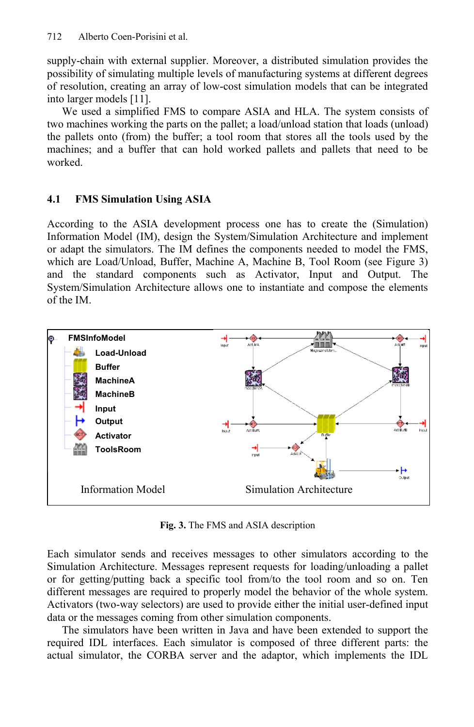supply-chain with external supplier. Moreover, a distributed simulation provides the possibility of simulating multiple levels of manufacturing systems at different degrees of resolution, creating an array of low-cost simulation models that can be integrated into larger models [11].

We used a simplified FMS to compare ASIA and HLA. The system consists of two machines working the parts on the pallet; a load/unload station that loads (unload) the pallets onto (from) the buffer; a tool room that stores all the tools used by the machines; and a buffer that can hold worked pallets and pallets that need to be worked.

### 4.1 FMS Simulation Using ASIA

According to the ASIA development process one has to create the (Simulation) Information Model (IM), design the System/Simulation Architecture and implement or adapt the simulators. The IM defines the components needed to model the FMS, which are Load/Unload, Buffer, Machine A, Machine B, Tool Room (see Figure 3) and the standard components such as Activator, Input and Output. The System/Simulation Architecture allows one to instantiate and compose the elements of the IM.

FMSInfoModel
Load-Unload
Buffer
MachineA
MachineB
Input
Output
Activator
ToolsRoom

Information Model

Simulation Architecture

**Fig. 3.** The FMS and ASIA description

Each simulator sends and receives messages to other simulators according to the Simulation Architecture. Messages represent requests for loading/unloading a pallet or for getting/putting back a specific tool from/to the tool room and so on. Ten different messages are required to properly model the behavior of the whole system. Activators (two-way selectors) are used to provide either the initial user-defined input data or the messages coming from other simulation components.

The simulators have been written in Java and have been extended to support the required IDL interfaces. Each simulator is composed of three different parts: the actual simulator, the CORBA server and the adaptor, which implements the IDL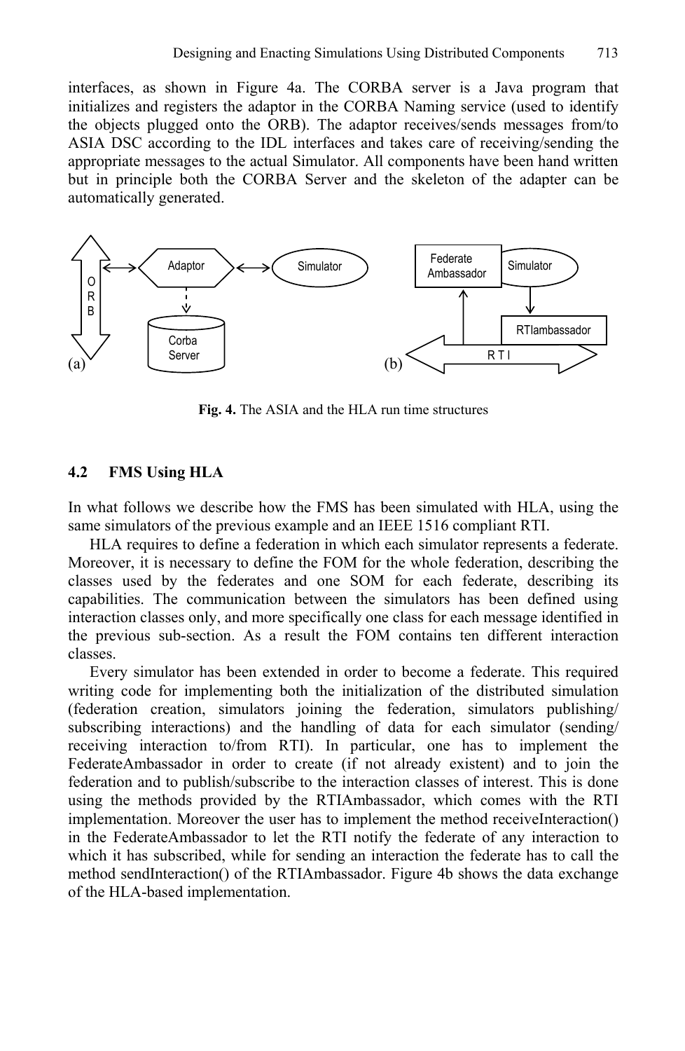interfaces, as shown in Figure 4a. The CORBA server is a Java program that initializes and registers the adaptor in the CORBA Naming service (used to identify the objects plugged onto the ORB). The adaptor receives/sends messages from/to ASIA DSC according to the IDL interfaces and takes care of receiving/sending the appropriate messages to the actual Simulator. All components have been hand written but in principle both the CORBA Server and the skeleton of the adapter can be automatically generated.

ORB
Adaptor
Simulator
Corba Server
(a)
Federate Ambassador
Simulator
RTIambassador
R T I
(b)

**Fig. 4.** The ASIA and the HLA run time structures

### 4.2 FMS Using HLA

In what follows we describe how the FMS has been simulated with HLA, using the same simulators of the previous example and an IEEE 1516 compliant RTI.

HLA requires to define a federation in which each simulator represents a federate. Moreover, it is necessary to define the FOM for the whole federation, describing the classes used by the federates and one SOM for each federate, describing its capabilities. The communication between the simulators has been defined using interaction classes only, and more specifically one class for each message identified in the previous sub-section. As a result the FOM contains ten different interaction classes.

Every simulator has been extended in order to become a federate. This required writing code for implementing both the initialization of the distributed simulation (federation creation, simulators joining the federation, simulators publishing/subscribing interactions) and the handling of data for each simulator (sending/receiving interaction to/from RTI). In particular, one has to implement the FederateAmbassador in order to create (if not already existent) and to join the federation and to publish/subscribe to the interaction classes of interest. This is done using the methods provided by the RTIAmbassador, which comes with the RTI implementation. Moreover the user has to implement the method receiveInteraction() in the FederateAmbassador to let the RTI notify the federate of any interaction to which it has subscribed, while for sending an interaction the federate has to call the method sendInteraction() of the RTIAmbassador. Figure 4b shows the data exchange of the HLA-based implementation.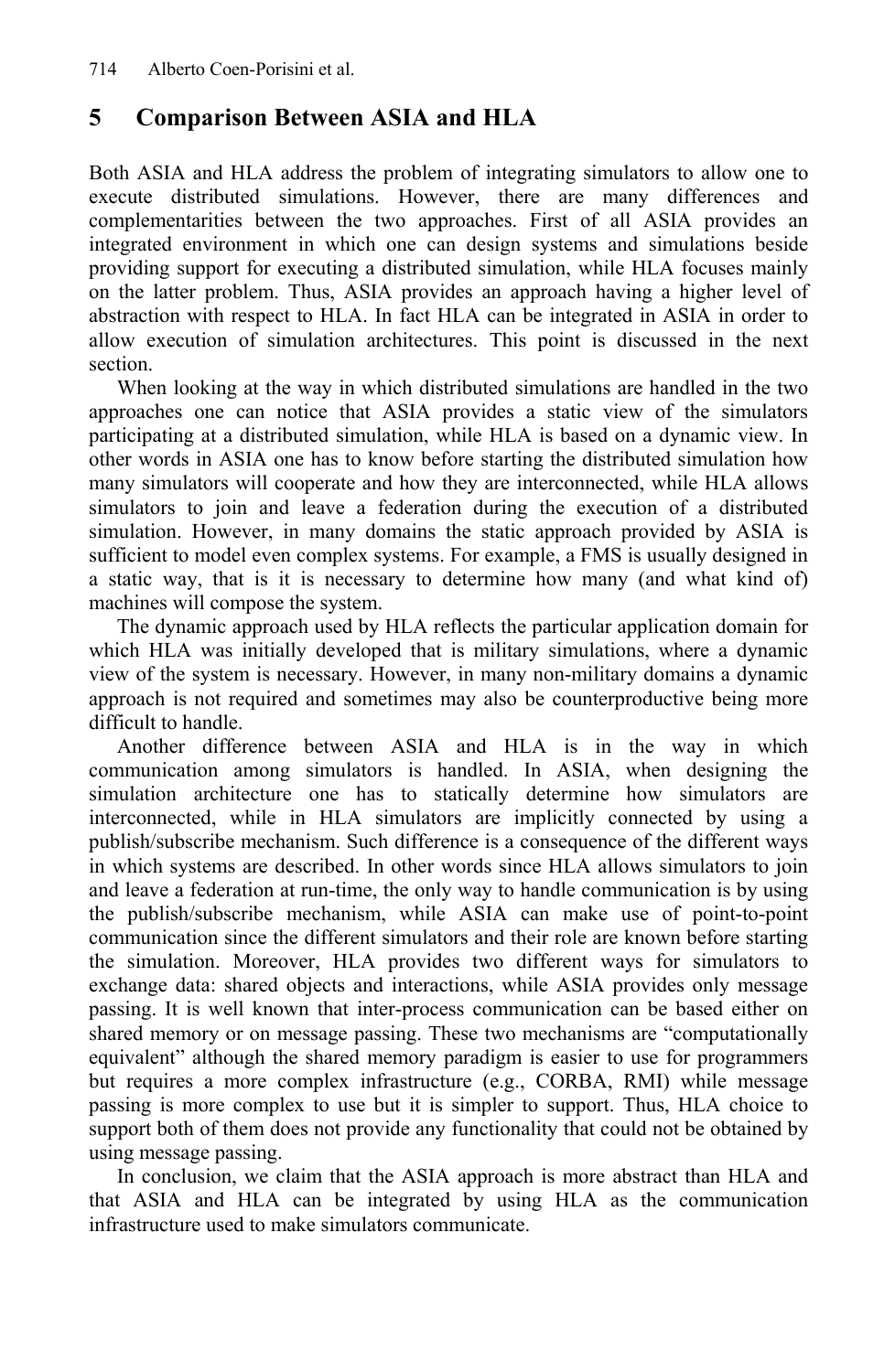## 5 Comparison Between ASIA and HLA

Both ASIA and HLA address the problem of integrating simulators to allow one to execute distributed simulations. However, there are many differences and complementarities between the two approaches. First of all ASIA provides an integrated environment in which one can design systems and simulations beside providing support for executing a distributed simulation, while HLA focuses mainly on the latter problem. Thus, ASIA provides an approach having a higher level of abstraction with respect to HLA. In fact HLA can be integrated in ASIA in order to allow execution of simulation architectures. This point is discussed in the next section.

When looking at the way in which distributed simulations are handled in the two approaches one can notice that ASIA provides a static view of the simulators participating at a distributed simulation, while HLA is based on a dynamic view. In other words in ASIA one has to know before starting the distributed simulation how many simulators will cooperate and how they are interconnected, while HLA allows simulators to join and leave a federation during the execution of a distributed simulation. However, in many domains the static approach provided by ASIA is sufficient to model even complex systems. For example, a FMS is usually designed in a static way, that is it is necessary to determine how many (and what kind of) machines will compose the system.

The dynamic approach used by HLA reflects the particular application domain for which HLA was initially developed that is military simulations, where a dynamic view of the system is necessary. However, in many non-military domains a dynamic approach is not required and sometimes may also be counterproductive being more difficult to handle.

Another difference between ASIA and HLA is in the way in which communication among simulators is handled. In ASIA, when designing the simulation architecture one has to statically determine how simulators are interconnected, while in HLA simulators are implicitly connected by using a publish/subscribe mechanism. Such difference is a consequence of the different ways in which systems are described. In other words since HLA allows simulators to join and leave a federation at run-time, the only way to handle communication is by using the publish/subscribe mechanism, while ASIA can make use of point-to-point communication since the different simulators and their role are known before starting the simulation. Moreover, HLA provides two different ways for simulators to exchange data: shared objects and interactions, while ASIA provides only message passing. It is well known that inter-process communication can be based either on shared memory or on message passing. These two mechanisms are "computationally equivalent" although the shared memory paradigm is easier to use for programmers but requires a more complex infrastructure (e.g., CORBA, RMI) while message passing is more complex to use but it is simpler to support. Thus, HLA choice to support both of them does not provide any functionality that could not be obtained by using message passing.

In conclusion, we claim that the ASIA approach is more abstract than HLA and that ASIA and HLA can be integrated by using HLA as the communication infrastructure used to make simulators communicate.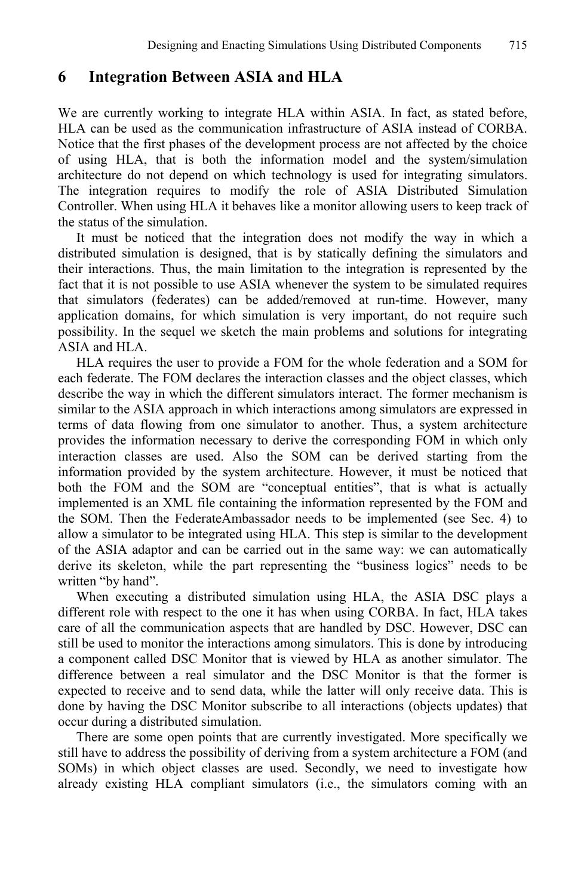## 6 Integration Between ASIA and HLA

We are currently working to integrate HLA within ASIA. In fact, as stated before, HLA can be used as the communication infrastructure of ASIA instead of CORBA. Notice that the first phases of the development process are not affected by the choice of using HLA, that is both the information model and the system/simulation architecture do not depend on which technology is used for integrating simulators. The integration requires to modify the role of ASIA Distributed Simulation Controller. When using HLA it behaves like a monitor allowing users to keep track of the status of the simulation.

It must be noticed that the integration does not modify the way in which a distributed simulation is designed, that is by statically defining the simulators and their interactions. Thus, the main limitation to the integration is represented by the fact that it is not possible to use ASIA whenever the system to be simulated requires that simulators (federates) can be added/removed at run-time. However, many application domains, for which simulation is very important, do not require such possibility. In the sequel we sketch the main problems and solutions for integrating ASIA and HLA.

HLA requires the user to provide a FOM for the whole federation and a SOM for each federate. The FOM declares the interaction classes and the object classes, which describe the way in which the different simulators interact. The former mechanism is similar to the ASIA approach in which interactions among simulators are expressed in terms of data flowing from one simulator to another. Thus, a system architecture provides the information necessary to derive the corresponding FOM in which only interaction classes are used. Also the SOM can be derived starting from the information provided by the system architecture. However, it must be noticed that both the FOM and the SOM are "conceptual entities", that is what is actually implemented is an XML file containing the information represented by the FOM and the SOM. Then the FederateAmbassador needs to be implemented (see Sec. 4) to allow a simulator to be integrated using HLA. This step is similar to the development of the ASIA adaptor and can be carried out in the same way: we can automatically derive its skeleton, while the part representing the "business logics" needs to be written "by hand".

When executing a distributed simulation using HLA, the ASIA DSC plays a different role with respect to the one it has when using CORBA. In fact, HLA takes care of all the communication aspects that are handled by DSC. However, DSC can still be used to monitor the interactions among simulators. This is done by introducing a component called DSC Monitor that is viewed by HLA as another simulator. The difference between a real simulator and the DSC Monitor is that the former is expected to receive and to send data, while the latter will only receive data. This is done by having the DSC Monitor subscribe to all interactions (objects updates) that occur during a distributed simulation.

There are some open points that are currently investigated. More specifically we still have to address the possibility of deriving from a system architecture a FOM (and SOMs) in which object classes are used. Secondly, we need to investigate how already existing HLA compliant simulators (i.e., the simulators coming with an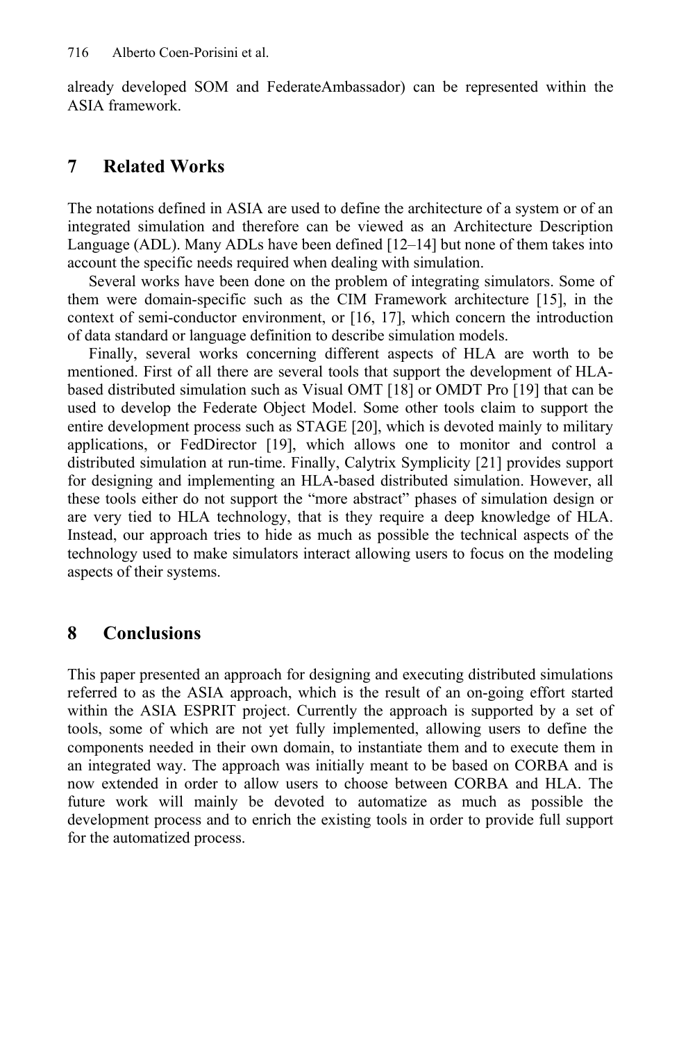already developed SOM and FederateAmbassador) can be represented within the ASIA framework.

## 7 Related Works

The notations defined in ASIA are used to define the architecture of a system or of an integrated simulation and therefore can be viewed as an Architecture Description Language (ADL). Many ADLs have been defined [12–14] but none of them takes into account the specific needs required when dealing with simulation.

Several works have been done on the problem of integrating simulators. Some of them were domain-specific such as the CIM Framework architecture [15], in the context of semi-conductor environment, or [16, 17], which concern the introduction of data standard or language definition to describe simulation models.

Finally, several works concerning different aspects of HLA are worth to be mentioned. First of all there are several tools that support the development of HLA-based distributed simulation such as Visual OMT [18] or OMDT Pro [19] that can be used to develop the Federate Object Model. Some other tools claim to support the entire development process such as STAGE [20], which is devoted mainly to military applications, or FedDirector [19], which allows one to monitor and control a distributed simulation at run-time. Finally, Calytrix Symplicity [21] provides support for designing and implementing an HLA-based distributed simulation. However, all these tools either do not support the "more abstract" phases of simulation design or are very tied to HLA technology, that is they require a deep knowledge of HLA. Instead, our approach tries to hide as much as possible the technical aspects of the technology used to make simulators interact allowing users to focus on the modeling aspects of their systems.

## 8 Conclusions

This paper presented an approach for designing and executing distributed simulations referred to as the ASIA approach, which is the result of an on-going effort started within the ASIA ESPRIT project. Currently the approach is supported by a set of tools, some of which are not yet fully implemented, allowing users to define the components needed in their own domain, to instantiate them and to execute them in an integrated way. The approach was initially meant to be based on CORBA and is now extended in order to allow users to choose between CORBA and HLA. The future work will mainly be devoted to automatize as much as possible the development process and to enrich the existing tools in order to provide full support for the automatized process.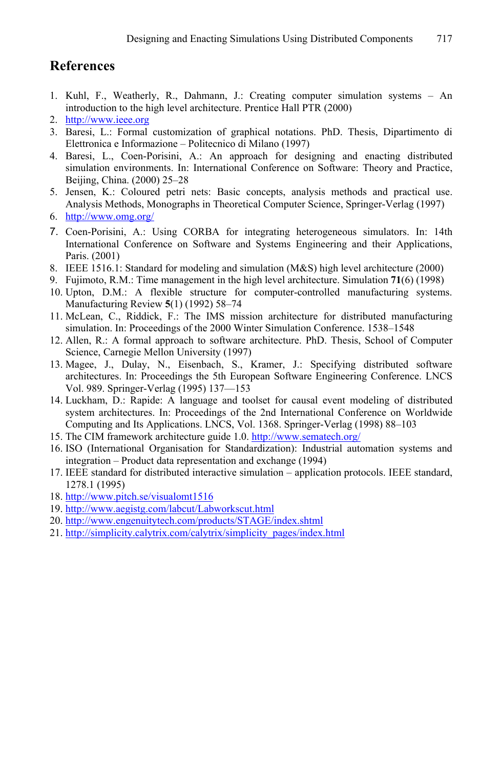## References

1. Kuhl, F., Weatherly, R., Dahmann, J.: Creating computer simulation systems – An introduction to the high level architecture. Prentice Hall PTR (2000)
2. http://www.ieee.org
3. Baresi, L.: Formal customization of graphical notations. PhD. Thesis, Dipartimento di Elettronica e Informazione – Politecnico di Milano (1997)
4. Baresi, L., Coen-Porisini, A.: An approach for designing and enacting distributed simulation environments. In: International Conference on Software: Theory and Practice, Beijing, China. (2000) 25–28
5. Jensen, K.: Coloured petri nets: Basic concepts, analysis methods and practical use. Analysis Methods, Monographs in Theoretical Computer Science, Springer-Verlag (1997)
6. http://www.omg.org/
7. Coen-Porisini, A.: Using CORBA for integrating heterogeneous simulators. In: 14th International Conference on Software and Systems Engineering and their Applications, Paris. (2001)
8. IEEE 1516.1: Standard for modeling and simulation (M&S) high level architecture (2000)
9. Fujimoto, R.M.: Time management in the high level architecture. Simulation **71**(6) (1998)
10. Upton, D.M.: A flexible structure for computer-controlled manufacturing systems. Manufacturing Review **5**(1) (1992) 58–74
11. McLean, C., Riddick, F.: The IMS mission architecture for distributed manufacturing simulation. In: Proceedings of the 2000 Winter Simulation Conference. 1538–1548
12. Allen, R.: A formal approach to software architecture. PhD. Thesis, School of Computer Science, Carnegie Mellon University (1997)
13. Magee, J., Dulay, N., Eisenbach, S., Kramer, J.: Specifying distributed software architectures. In: Proceedings the 5th European Software Engineering Conference. LNCS Vol. 989. Springer-Verlag (1995) 137—153
14. Luckham, D.: Rapide: A language and toolset for causal event modeling of distributed system architectures. In: Proceedings of the 2nd International Conference on Worldwide Computing and Its Applications. LNCS, Vol. 1368. Springer-Verlag (1998) 88–103
15. The CIM framework architecture guide 1.0. http://www.sematech.org/
16. ISO (International Organisation for Standardization): Industrial automation systems and integration – Product data representation and exchange (1994)
17. IEEE standard for distributed interactive simulation – application protocols. IEEE standard, 1278.1 (1995)
18. http://www.pitch.se/visualomt1516
19. http://www.aegistg.com/labcut/Labworkscut.html
20. http://www.engenuitytech.com/products/STAGE/index.shtml
21. http://simplicity.calytrix.com/calytrix/simplicity_pages/index.html